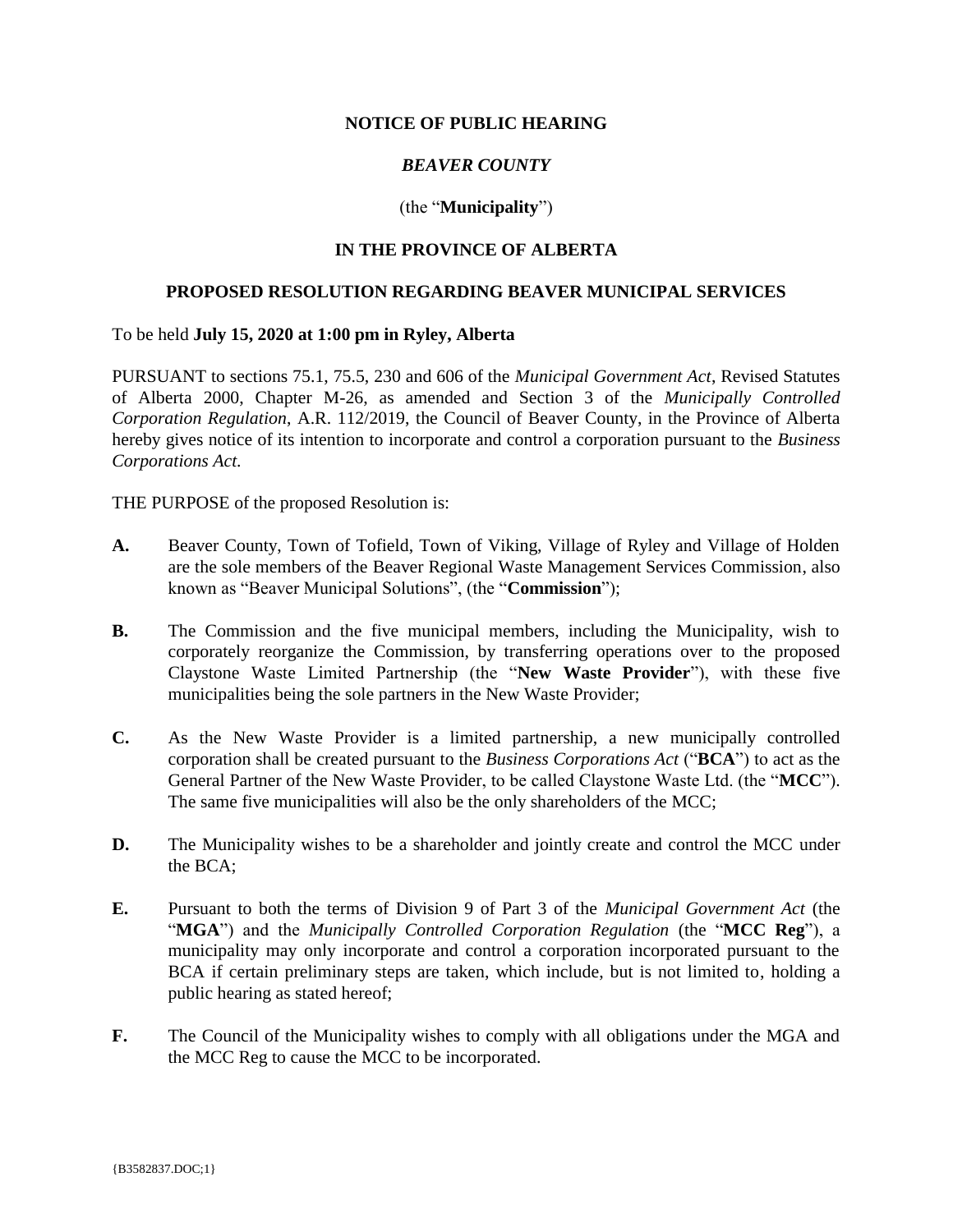**NOTICE OF PUBLIC HEARING**

***BEAVER COUNTY***

(the "**Municipality**")

**IN THE PROVINCE OF ALBERTA**

**PROPOSED RESOLUTION REGARDING BEAVER MUNICIPAL SERVICES**

To be held **July 15, 2020 at 1:00 pm in Ryley, Alberta**

PURSUANT to sections 75.1, 75.5, 230 and 606 of the *Municipal Government Act*, Revised Statutes of Alberta 2000, Chapter M-26, as amended and Section 3 of the *Municipally Controlled Corporation Regulation*, A.R. 112/2019, the Council of Beaver County, in the Province of Alberta hereby gives notice of its intention to incorporate and control a corporation pursuant to the *Business Corporations Act.*

THE PURPOSE of the proposed Resolution is:

**A.** Beaver County, Town of Tofield, Town of Viking, Village of Ryley and Village of Holden are the sole members of the Beaver Regional Waste Management Services Commission, also known as "Beaver Municipal Solutions", (the "**Commission**");

**B.** The Commission and the five municipal members, including the Municipality, wish to corporately reorganize the Commission, by transferring operations over to the proposed Claystone Waste Limited Partnership (the "**New Waste Provider**"), with these five municipalities being the sole partners in the New Waste Provider;

**C.** As the New Waste Provider is a limited partnership, a new municipally controlled corporation shall be created pursuant to the *Business Corporations Act* ("**BCA**") to act as the General Partner of the New Waste Provider, to be called Claystone Waste Ltd. (the "**MCC**"). The same five municipalities will also be the only shareholders of the MCC;

**D.** The Municipality wishes to be a shareholder and jointly create and control the MCC under the BCA;

**E.** Pursuant to both the terms of Division 9 of Part 3 of the *Municipal Government Act* (the "**MGA**") and the *Municipally Controlled Corporation Regulation* (the "**MCC Reg**"), a municipality may only incorporate and control a corporation incorporated pursuant to the BCA if certain preliminary steps are taken, which include, but is not limited to, holding a public hearing as stated hereof;

**F.** The Council of the Municipality wishes to comply with all obligations under the MGA and the MCC Reg to cause the MCC to be incorporated.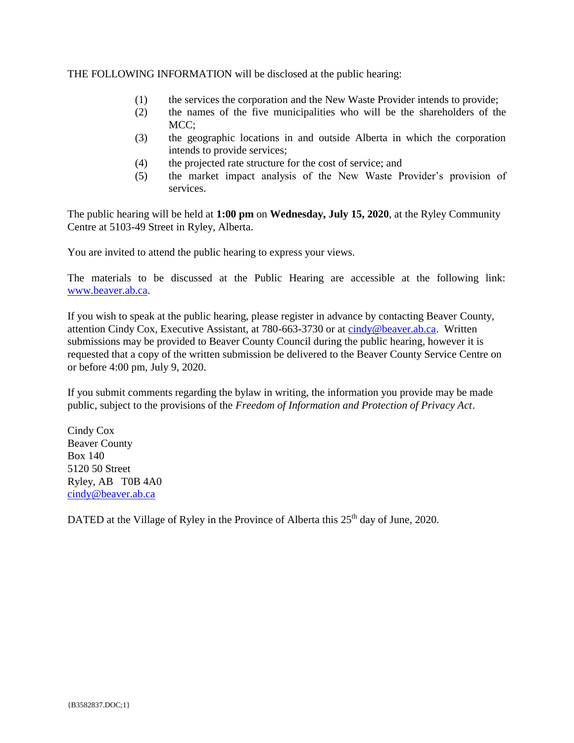THE FOLLOWING INFORMATION will be disclosed at the public hearing:

(1) the services the corporation and the New Waste Provider intends to provide;
(2) the names of the five municipalities who will be the shareholders of the MCC;
(3) the geographic locations in and outside Alberta in which the corporation intends to provide services;
(4) the projected rate structure for the cost of service; and
(5) the market impact analysis of the New Waste Provider's provision of services.

The public hearing will be held at **1:00 pm** on **Wednesday, July 15, 2020**, at the Ryley Community Centre at 5103-49 Street in Ryley, Alberta.

You are invited to attend the public hearing to express your views.

The materials to be discussed at the Public Hearing are accessible at the following link: [www.beaver.ab.ca](www.beaver.ab.ca).

If you wish to speak at the public hearing, please register in advance by contacting Beaver County, attention Cindy Cox, Executive Assistant, at 780-663-3730 or at [cindy@beaver.ab.ca](mailto:cindy@beaver.ab.ca). Written submissions may be provided to Beaver County Council during the public hearing, however it is requested that a copy of the written submission be delivered to the Beaver County Service Centre on or before 4:00 pm, July 9, 2020.

If you submit comments regarding the bylaw in writing, the information you provide may be made public, subject to the provisions of the *Freedom of Information and Protection of Privacy Act*.

Cindy Cox
Beaver County
Box 140
5120 50 Street
Ryley, AB T0B 4A0
[cindy@beaver.ab.ca](mailto:cindy@beaver.ab.ca)

DATED at the Village of Ryley in the Province of Alberta this 25th day of June, 2020.

{B3582837.DOC;1}